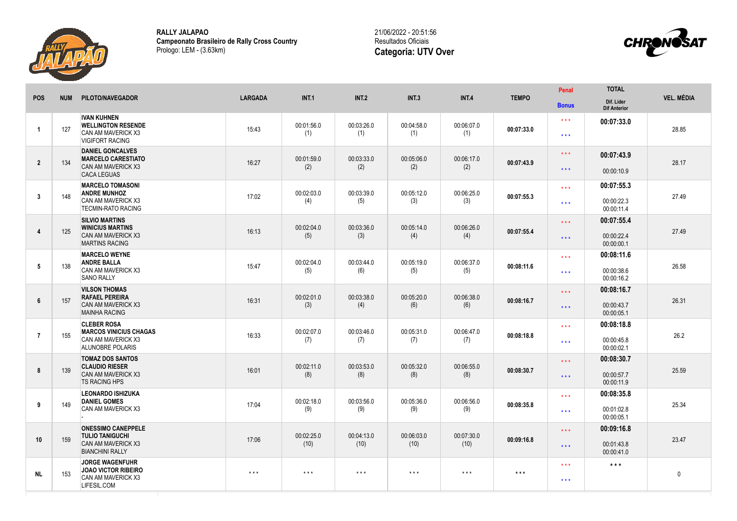**RALLY JALAPAO**
**Campeonato Brasileiro de Rally Cross Country**
Prologo: LEM - (3.63km)

21/06/2022 - 20:51:56
Resultados Oficiais
**Categoria: UTV Over**

| POS | NUM | PILOTO/NAVEGADOR | LARGADA | INT.1 | INT.2 | INT.3 | INT.4 | TEMPO | Penal / Bonus | TOTAL / Dif. Lider / Dif Anterior | VEL. MÉDIA |
|---|---|---|---|---|---|---|---|---|---|---|---|
| 1 | 127 | **IVAN KUHNEN** **WELLINGTON RESENDE** CAN AM MAVERICK X3 VIGIFORT RACING | 15:43 | 00:01:56.0 (1) | 00:03:26.0 (1) | 00:04:58.0 (1) | 00:06:07.0 (1) | **00:07:33.0** | * * * / * * * | **00:07:33.0** | 28.85 |
| 2 | 134 | **DANIEL GONCALVES** **MARCELO CARESTIATO** CAN AM MAVERICK X3 CACA LEGUAS | 16:27 | 00:01:59.0 (2) | 00:03:33.0 (2) | 00:05:06.0 (2) | 00:06:17.0 (2) | **00:07:43.9** | * * * / * * * | **00:07:43.9** 00:00:10.9 | 28.17 |
| 3 | 148 | **MARCELO TOMASONI** **ANDRE MUNHOZ** CAN AM MAVERICK X3 TECMIN-RATO RACING | 17:02 | 00:02:03.0 (4) | 00:03:39.0 (5) | 00:05:12.0 (3) | 00:06:25.0 (3) | **00:07:55.3** | * * * / * * * | **00:07:55.3** 00:00:22.3 00:00:11.4 | 27.49 |
| 4 | 125 | **SILVIO MARTINS** **WINICIUS MARTINS** CAN AM MAVERICK X3 MARTINS RACING | 16:13 | 00:02:04.0 (5) | 00:03:36.0 (3) | 00:05:14.0 (4) | 00:06:26.0 (4) | **00:07:55.4** | * * * / * * * | **00:07:55.4** 00:00:22.4 00:00:00.1 | 27.49 |
| 5 | 138 | **MARCELO WEYNE** **ANDRE BALLA** CAN AM MAVERICK X3 SANO RALLY | 15:47 | 00:02:04.0 (5) | 00:03:44.0 (6) | 00:05:19.0 (5) | 00:06:37.0 (5) | **00:08:11.6** | * * * / * * * | **00:08:11.6** 00:00:38.6 00:00:16.2 | 26.58 |
| 6 | 157 | **VILSON THOMAS** **RAFAEL PEREIRA** CAN AM MAVERICK X3 MAINHA RACING | 16:31 | 00:02:01.0 (3) | 00:03:38.0 (4) | 00:05:20.0 (6) | 00:06:38.0 (6) | **00:08:16.7** | * * * / * * * | **00:08:16.7** 00:00:43.7 00:00:05.1 | 26.31 |
| 7 | 155 | **CLEBER ROSA** **MARCOS VINICIUS CHAGAS** CAN AM MAVERICK X3 ALUNOBRE POLARIS | 16:33 | 00:02:07.0 (7) | 00:03:46.0 (7) | 00:05:31.0 (7) | 00:06:47.0 (7) | **00:08:18.8** | * * * / * * * | **00:08:18.8** 00:00:45.8 00:00:02.1 | 26.2 |
| 8 | 139 | **TOMAZ DOS SANTOS** **CLAUDIO RIESER** CAN AM MAVERICK X3 TS RACING HPS | 16:01 | 00:02:11.0 (8) | 00:03:53.0 (8) | 00:05:32.0 (8) | 00:06:55.0 (8) | **00:08:30.7** | * * * / * * * | **00:08:30.7** 00:00:57.7 00:00:11.9 | 25.59 |
| 9 | 149 | **LEONARDO ISHIZUKA** **DANIEL GOMES** CAN AM MAVERICK X3 - | 17:04 | 00:02:18.0 (9) | 00:03:56.0 (9) | 00:05:36.0 (9) | 00:06:56.0 (9) | **00:08:35.8** | * * * / * * * | **00:08:35.8** 00:01:02.8 00:00:05.1 | 25.34 |
| 10 | 159 | **ONESSIMO CANEPPELE** **TULIO TANIGUCHI** CAN AM MAVERICK X3 BIANCHINI RALLY | 17:06 | 00:02:25.0 (10) | 00:04:13.0 (10) | 00:06:03.0 (10) | 00:07:30.0 (10) | **00:09:16.8** | * * * / * * * | **00:09:16.8** 00:01:43.8 00:00:41.0 | 23.47 |
| NL | 153 | **JORGE WAGENFUHR** **JOAO VICTOR RIBEIRO** CAN AM MAVERICK X3 LIFESIL.COM | * * * | * * * | * * * | * * * | * * * | * * * | * * * / * * * | * * * | 0 |